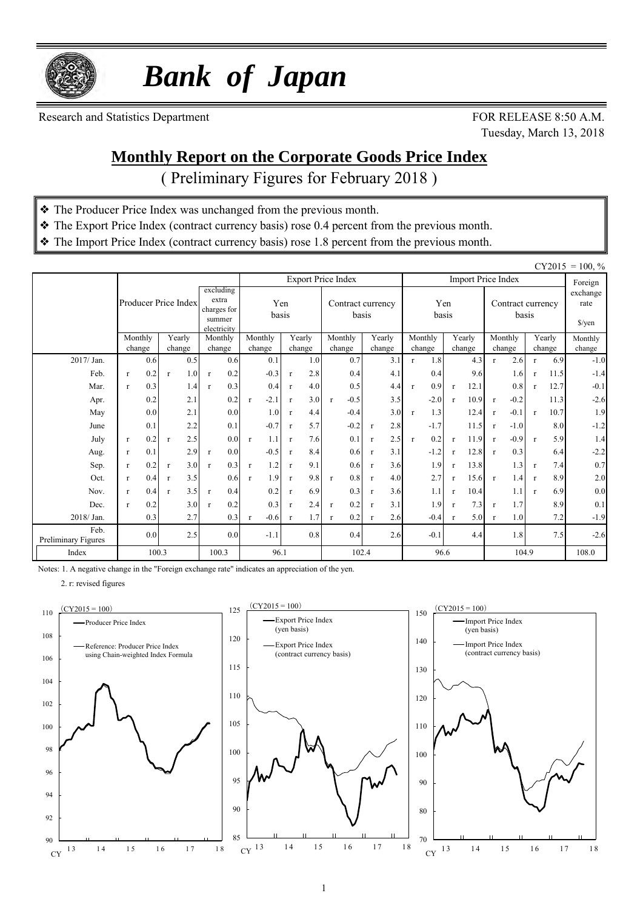# *Bank of Japan*

Research and Statistics Department

FOR RELEASE 8:50 A.M.
Tuesday, March 13, 2018

## Monthly Report on the Corporate Goods Price Index

( Preliminary Figures for February 2018 )

- ❖ The Producer Price Index was unchanged from the previous month.
- ❖ The Export Price Index (contract currency basis) rose 0.4 percent from the previous month.
- ❖ The Import Price Index (contract currency basis) rose 1.8 percent from the previous month.

CY2015 = 100, %

| | Producer Price Index | | excluding extra charges for summer electricity | Export Price Index | | | | Import Price Index | | | | Foreign exchange rate $/yen |
|---|---|---|---|---|---|---|---|---|---|---|---|---|
| | | | | Yen basis | | Contract currency basis | | Yen basis | | Contract currency basis | | |
| | Monthly change | Yearly change | Monthly change | Monthly change | Yearly change | Monthly change | Yearly change | Monthly change | Yearly change | Monthly change | Yearly change | Monthly change |
| 2017/ Jan. | 0.6 | 0.5 | 0.6 | 0.1 | 1.0 | 0.7 | 3.1 | r 1.8 | 4.3 | r 2.6 | r 6.9 | -1.0 |
| Feb. | r 0.2 | r 1.0 | r 0.2 | -0.3 | r 2.8 | 0.4 | 4.1 | 0.4 | 9.6 | 1.6 | r 11.5 | -1.4 |
| Mar. | r 0.3 | 1.4 | r 0.3 | 0.4 | r 4.0 | 0.5 | 4.4 | r 0.9 | r 12.1 | 0.8 | r 12.7 | -0.1 |
| Apr. | 0.2 | 2.1 | 0.2 | r -2.1 | r 3.0 | r -0.5 | 3.5 | -2.0 | r 10.9 | r -0.2 | 11.3 | -2.6 |
| May | 0.0 | 2.1 | 0.0 | 1.0 | r 4.4 | -0.4 | 3.0 | r 1.3 | 12.4 | r -0.1 | r 10.7 | 1.9 |
| June | 0.1 | 2.2 | 0.1 | -0.7 | r 5.7 | -0.2 | r 2.8 | -1.7 | 11.5 | r -1.0 | 8.0 | -1.2 |
| July | r 0.2 | r 2.5 | 0.0 | r 1.1 | r 7.6 | 0.1 | r 2.5 | r 0.2 | r 11.9 | r -0.9 | r 5.9 | 1.4 |
| Aug. | r 0.1 | 2.9 | r 0.0 | -0.5 | r 8.4 | 0.6 | r 3.1 | -1.2 | r 12.8 | r 0.3 | 6.4 | -2.2 |
| Sep. | r 0.2 | r 3.0 | r 0.3 | r 1.2 | r 9.1 | 0.6 | r 3.6 | 1.9 | r 13.8 | 1.3 | r 7.4 | 0.7 |
| Oct. | r 0.4 | r 3.5 | 0.6 | r 1.9 | r 9.8 | r 0.8 | r 4.0 | 2.7 | r 15.6 | r 1.4 | r 8.9 | 2.0 |
| Nov. | r 0.4 | r 3.5 | r 0.4 | 0.2 | r 6.9 | 0.3 | r 3.6 | 1.1 | r 10.4 | 1.1 | r 6.9 | 0.0 |
| Dec. | r 0.2 | 3.0 | r 0.2 | 0.3 | r 2.4 | r 0.2 | r 3.1 | 1.9 | r 7.3 | r 1.7 | 8.9 | 0.1 |
| 2018/ Jan. | 0.3 | 2.7 | 0.3 | r -0.6 | r 1.7 | r 0.2 | r 2.6 | -0.4 | r 5.0 | r 1.0 | 7.2 | -1.9 |
| Feb. Preliminary Figures | 0.0 | 2.5 | 0.0 | -1.1 | 0.8 | 0.4 | 2.6 | -0.1 | 4.4 | 1.8 | 7.5 | -2.6 |
| Index | 100.3 | | 100.3 | 96.1 | | 102.4 | | 96.6 | | 104.9 | | 108.0 |

Notes: 1. A negative change in the "Foreign exchange rate" indicates an appreciation of the yen.

2. r: revised figures

(CY2015 = 100)
Producer Price Index
Reference: Producer Price Index using Chain-weighted Index Formula
110 108 106 104 102 100 98 96 94 92 90
CY 13 14 15 16 17 18

(CY2015 = 100)
Export Price Index (yen basis)
Export Price Index (contract currency basis)
125 120 115 110 105 100 95 90 85
CY 13 14 15 16 17 18

(CY2015 = 100)
Import Price Index (yen basis)
Import Price Index (contract currency basis)
150 140 130 120 110 100 90 80 70
CY 13 14 15 16 17 18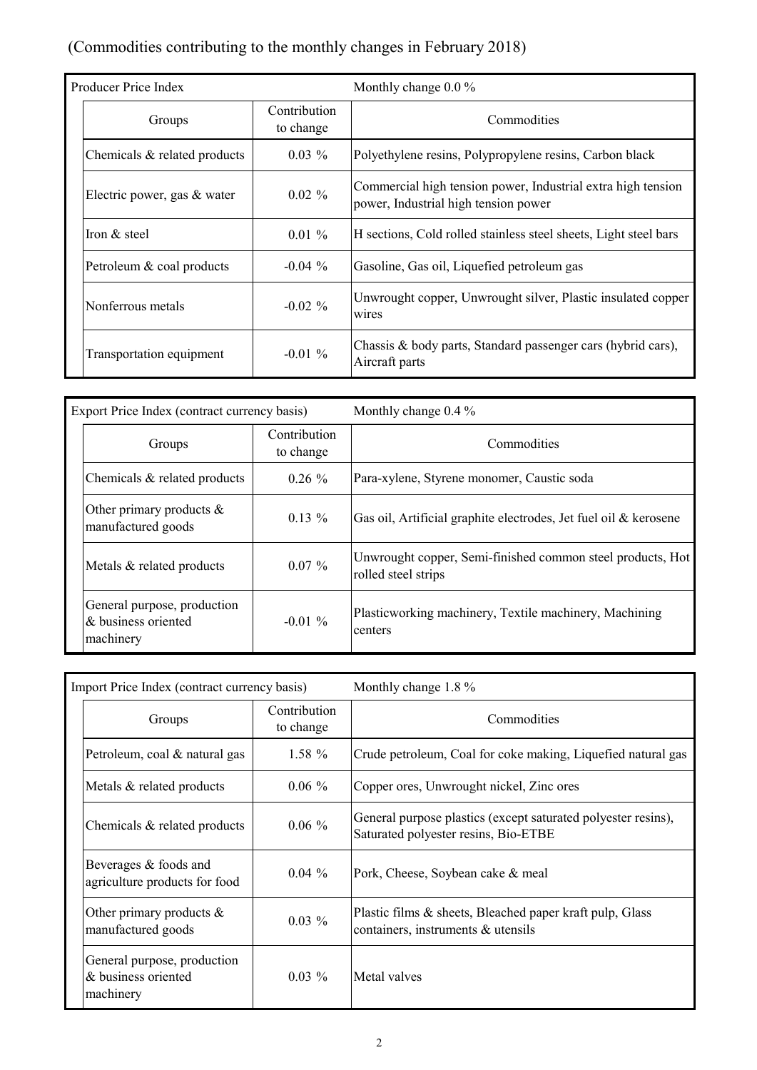(Commodities contributing to the monthly changes in February 2018)

| Producer Price Index | | Monthly change 0.0 % |
|---|---|---|
| Groups | Contribution to change | Commodities |
| Chemicals & related products | 0.03 % | Polyethylene resins, Polypropylene resins, Carbon black |
| Electric power, gas & water | 0.02 % | Commercial high tension power, Industrial extra high tension power, Industrial high tension power |
| Iron & steel | 0.01 % | H sections, Cold rolled stainless steel sheets, Light steel bars |
| Petroleum & coal products | -0.04 % | Gasoline, Gas oil, Liquefied petroleum gas |
| Nonferrous metals | -0.02 % | Unwrought copper, Unwrought silver, Plastic insulated copper wires |
| Transportation equipment | -0.01 % | Chassis & body parts, Standard passenger cars (hybrid cars), Aircraft parts |

| Export Price Index (contract currency basis) | | Monthly change 0.4 % |
|---|---|---|
| Groups | Contribution to change | Commodities |
| Chemicals & related products | 0.26 % | Para-xylene, Styrene monomer, Caustic soda |
| Other primary products & manufactured goods | 0.13 % | Gas oil, Artificial graphite electrodes, Jet fuel oil & kerosene |
| Metals & related products | 0.07 % | Unwrought copper, Semi-finished common steel products, Hot rolled steel strips |
| General purpose, production & business oriented machinery | -0.01 % | Plasticworking machinery, Textile machinery, Machining centers |

| Import Price Index (contract currency basis) | | Monthly change 1.8 % |
|---|---|---|
| Groups | Contribution to change | Commodities |
| Petroleum, coal & natural gas | 1.58 % | Crude petroleum, Coal for coke making, Liquefied natural gas |
| Metals & related products | 0.06 % | Copper ores, Unwrought nickel, Zinc ores |
| Chemicals & related products | 0.06 % | General purpose plastics (except saturated polyester resins), Saturated polyester resins, Bio-ETBE |
| Beverages & foods and agriculture products for food | 0.04 % | Pork, Cheese, Soybean cake & meal |
| Other primary products & manufactured goods | 0.03 % | Plastic films & sheets, Bleached paper kraft pulp, Glass containers, instruments & utensils |
| General purpose, production & business oriented machinery | 0.03 % | Metal valves |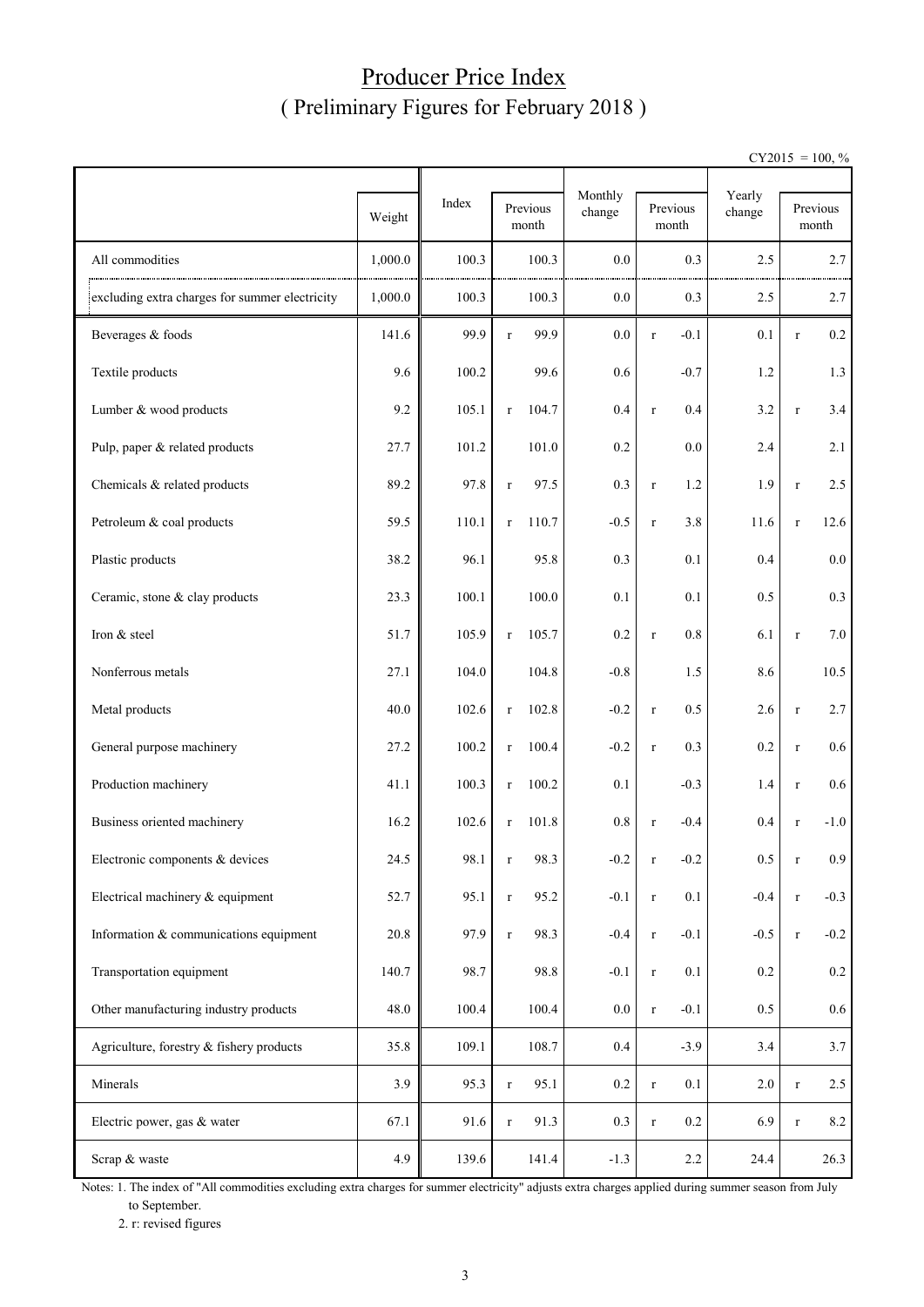# Producer Price Index

## ( Preliminary Figures for February 2018 )

CY2015 = 100, %

| | Weight | Index | Previous month | Monthly change | Previous month | Yearly change | Previous month |
|---|---|---|---|---|---|---|---|
| All commodities | 1,000.0 | 100.3 | 100.3 | 0.0 | 0.3 | 2.5 | 2.7 |
| excluding extra charges for summer electricity | 1,000.0 | 100.3 | 100.3 | 0.0 | 0.3 | 2.5 | 2.7 |
| Beverages & foods | 141.6 | 99.9 | r 99.9 | 0.0 | r -0.1 | 0.1 | r 0.2 |
| Textile products | 9.6 | 100.2 | 99.6 | 0.6 | -0.7 | 1.2 | 1.3 |
| Lumber & wood products | 9.2 | 105.1 | r 104.7 | 0.4 | r 0.4 | 3.2 | r 3.4 |
| Pulp, paper & related products | 27.7 | 101.2 | 101.0 | 0.2 | 0.0 | 2.4 | 2.1 |
| Chemicals & related products | 89.2 | 97.8 | r 97.5 | 0.3 | r 1.2 | 1.9 | r 2.5 |
| Petroleum & coal products | 59.5 | 110.1 | r 110.7 | -0.5 | r 3.8 | 11.6 | r 12.6 |
| Plastic products | 38.2 | 96.1 | 95.8 | 0.3 | 0.1 | 0.4 | 0.0 |
| Ceramic, stone & clay products | 23.3 | 100.1 | 100.0 | 0.1 | 0.1 | 0.5 | 0.3 |
| Iron & steel | 51.7 | 105.9 | r 105.7 | 0.2 | r 0.8 | 6.1 | r 7.0 |
| Nonferrous metals | 27.1 | 104.0 | 104.8 | -0.8 | 1.5 | 8.6 | 10.5 |
| Metal products | 40.0 | 102.6 | r 102.8 | -0.2 | r 0.5 | 2.6 | r 2.7 |
| General purpose machinery | 27.2 | 100.2 | r 100.4 | -0.2 | r 0.3 | 0.2 | r 0.6 |
| Production machinery | 41.1 | 100.3 | r 100.2 | 0.1 | -0.3 | 1.4 | r 0.6 |
| Business oriented machinery | 16.2 | 102.6 | r 101.8 | 0.8 | r -0.4 | 0.4 | r -1.0 |
| Electronic components & devices | 24.5 | 98.1 | r 98.3 | -0.2 | r -0.2 | 0.5 | r 0.9 |
| Electrical machinery & equipment | 52.7 | 95.1 | r 95.2 | -0.1 | r 0.1 | -0.4 | r -0.3 |
| Information & communications equipment | 20.8 | 97.9 | r 98.3 | -0.4 | r -0.1 | -0.5 | r -0.2 |
| Transportation equipment | 140.7 | 98.7 | 98.8 | -0.1 | r 0.1 | 0.2 | 0.2 |
| Other manufacturing industry products | 48.0 | 100.4 | 100.4 | 0.0 | r -0.1 | 0.5 | 0.6 |
| Agriculture, forestry & fishery products | 35.8 | 109.1 | 108.7 | 0.4 | -3.9 | 3.4 | 3.7 |
| Minerals | 3.9 | 95.3 | r 95.1 | 0.2 | r 0.1 | 2.0 | r 2.5 |
| Electric power, gas & water | 67.1 | 91.6 | r 91.3 | 0.3 | r 0.2 | 6.9 | r 8.2 |
| Scrap & waste | 4.9 | 139.6 | 141.4 | -1.3 | 2.2 | 24.4 | 26.3 |

Notes: 1. The index of "All commodities excluding extra charges for summer electricity" adjusts extra charges applied during summer season from July to September.

2. r: revised figures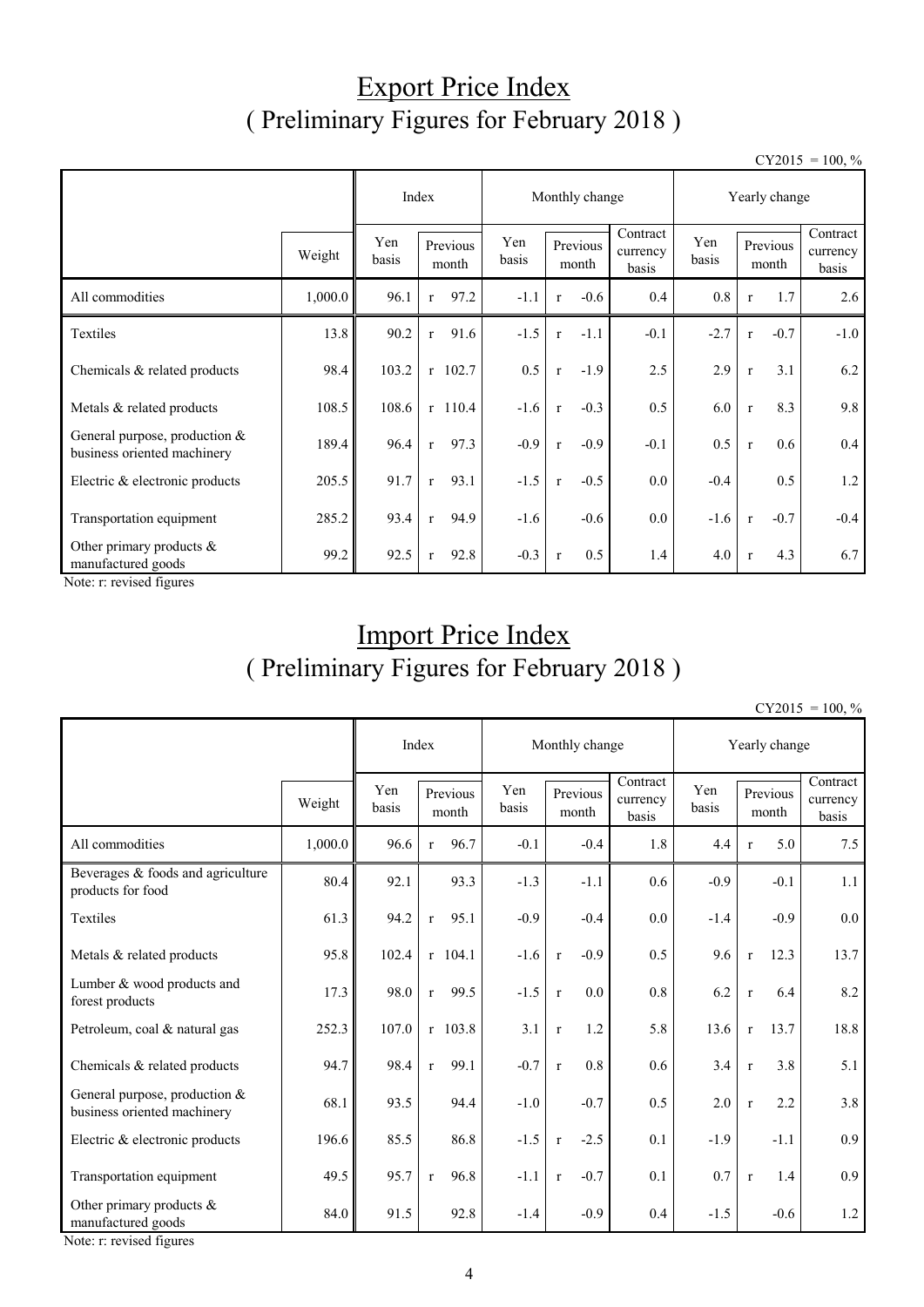# Export Price Index
## ( Preliminary Figures for February 2018 )

CY2015 = 100, %

| | Weight | Index | | Monthly change | | | Yearly change | | |
|---|---|---|---|---|---|---|---|---|---|
| | | Yen basis | Previous month | Yen basis | Previous month | Contract currency basis | Yen basis | Previous month | Contract currency basis |
| All commodities | 1,000.0 | 96.1 | r 97.2 | -1.1 | r -0.6 | 0.4 | 0.8 | r 1.7 | 2.6 |
| Textiles | 13.8 | 90.2 | r 91.6 | -1.5 | r -1.1 | -0.1 | -2.7 | r -0.7 | -1.0 |
| Chemicals & related products | 98.4 | 103.2 | r 102.7 | 0.5 | r -1.9 | 2.5 | 2.9 | r 3.1 | 6.2 |
| Metals & related products | 108.5 | 108.6 | r 110.4 | -1.6 | r -0.3 | 0.5 | 6.0 | r 8.3 | 9.8 |
| General purpose, production & business oriented machinery | 189.4 | 96.4 | r 97.3 | -0.9 | r -0.9 | -0.1 | 0.5 | r 0.6 | 0.4 |
| Electric & electronic products | 205.5 | 91.7 | r 93.1 | -1.5 | r -0.5 | 0.0 | -0.4 | 0.5 | 1.2 |
| Transportation equipment | 285.2 | 93.4 | r 94.9 | -1.6 | -0.6 | 0.0 | -1.6 | r -0.7 | -0.4 |
| Other primary products & manufactured goods | 99.2 | 92.5 | r 92.8 | -0.3 | r 0.5 | 1.4 | 4.0 | r 4.3 | 6.7 |

Note: r: revised figures

# Import Price Index
## ( Preliminary Figures for February 2018 )

CY2015 = 100, %

| | Weight | Index | | Monthly change | | | Yearly change | | |
|---|---|---|---|---|---|---|---|---|---|
| | | Yen basis | Previous month | Yen basis | Previous month | Contract currency basis | Yen basis | Previous month | Contract currency basis |
| All commodities | 1,000.0 | 96.6 | r 96.7 | -0.1 | -0.4 | 1.8 | 4.4 | r 5.0 | 7.5 |
| Beverages & foods and agriculture products for food | 80.4 | 92.1 | 93.3 | -1.3 | -1.1 | 0.6 | -0.9 | -0.1 | 1.1 |
| Textiles | 61.3 | 94.2 | r 95.1 | -0.9 | -0.4 | 0.0 | -1.4 | -0.9 | 0.0 |
| Metals & related products | 95.8 | 102.4 | r 104.1 | -1.6 | r -0.9 | 0.5 | 9.6 | r 12.3 | 13.7 |
| Lumber & wood products and forest products | 17.3 | 98.0 | r 99.5 | -1.5 | r 0.0 | 0.8 | 6.2 | r 6.4 | 8.2 |
| Petroleum, coal & natural gas | 252.3 | 107.0 | r 103.8 | 3.1 | r 1.2 | 5.8 | 13.6 | r 13.7 | 18.8 |
| Chemicals & related products | 94.7 | 98.4 | r 99.1 | -0.7 | r 0.8 | 0.6 | 3.4 | r 3.8 | 5.1 |
| General purpose, production & business oriented machinery | 68.1 | 93.5 | 94.4 | -1.0 | -0.7 | 0.5 | 2.0 | r 2.2 | 3.8 |
| Electric & electronic products | 196.6 | 85.5 | 86.8 | -1.5 | r -2.5 | 0.1 | -1.9 | -1.1 | 0.9 |
| Transportation equipment | 49.5 | 95.7 | r 96.8 | -1.1 | r -0.7 | 0.1 | 0.7 | r 1.4 | 0.9 |
| Other primary products & manufactured goods | 84.0 | 91.5 | 92.8 | -1.4 | -0.9 | 0.4 | -1.5 | -0.6 | 1.2 |

Note: r: revised figures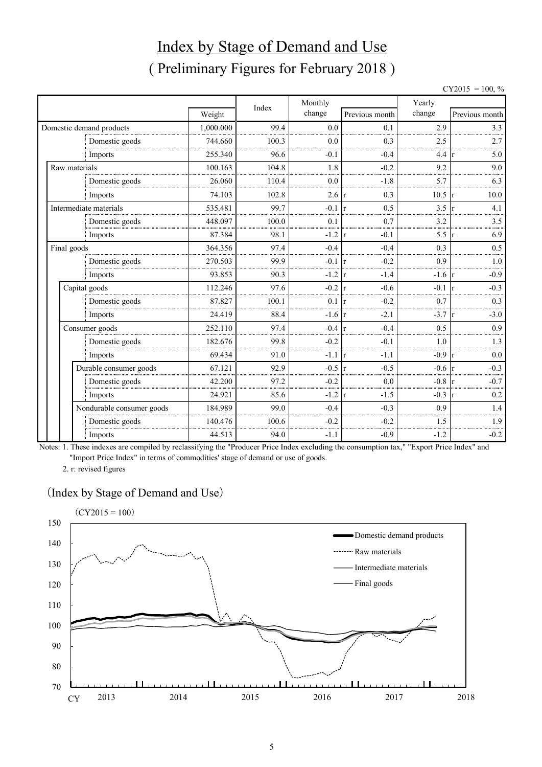# Index by Stage of Demand and Use

## ( Preliminary Figures for February 2018 )

CY2015 = 100, %

| | Weight | Index | Monthly change | Previous month | Yearly change | Previous month |
|---|---|---|---|---|---|---|
| Domestic demand products | 1,000.000 | 99.4 | 0.0 | 0.1 | 2.9 | 3.3 |
| Domestic goods | 744.660 | 100.3 | 0.0 | 0.3 | 2.5 | 2.7 |
| Imports | 255.340 | 96.6 | -0.1 | -0.4 | 4.4 | r 5.0 |
| Raw materials | 100.163 | 104.8 | 1.8 | -0.2 | 9.2 | 9.0 |
| Domestic goods | 26.060 | 110.4 | 0.0 | -1.8 | 5.7 | 6.3 |
| Imports | 74.103 | 102.8 | 2.6 | r 0.3 | 10.5 | r 10.0 |
| Intermediate materials | 535.481 | 99.7 | -0.1 | r 0.5 | 3.5 | r 4.1 |
| Domestic goods | 448.097 | 100.0 | 0.1 | 0.7 | 3.2 | 3.5 |
| Imports | 87.384 | 98.1 | -1.2 | r -0.1 | 5.5 | r 6.9 |
| Final goods | 364.356 | 97.4 | -0.4 | -0.4 | 0.3 | 0.5 |
| Domestic goods | 270.503 | 99.9 | -0.1 | r -0.2 | 0.9 | 1.0 |
| Imports | 93.853 | 90.3 | -1.2 | r -1.4 | -1.6 | r -0.9 |
| Capital goods | 112.246 | 97.6 | -0.2 | r -0.6 | -0.1 | r -0.3 |
| Domestic goods | 87.827 | 100.1 | 0.1 | r -0.2 | 0.7 | 0.3 |
| Imports | 24.419 | 88.4 | -1.6 | r -2.1 | -3.7 | r -3.0 |
| Consumer goods | 252.110 | 97.4 | -0.4 | r -0.4 | 0.5 | 0.9 |
| Domestic goods | 182.676 | 99.8 | -0.2 | -0.1 | 1.0 | 1.3 |
| Imports | 69.434 | 91.0 | -1.1 | r -1.1 | -0.9 | r 0.0 |
| Durable consumer goods | 67.121 | 92.9 | -0.5 | r -0.5 | -0.6 | r -0.3 |
| Domestic goods | 42.200 | 97.2 | -0.2 | 0.0 | -0.8 | r -0.7 |
| Imports | 24.921 | 85.6 | -1.2 | r -1.5 | -0.3 | r 0.2 |
| Nondurable consumer goods | 184.989 | 99.0 | -0.4 | -0.3 | 0.9 | 1.4 |
| Domestic goods | 140.476 | 100.6 | -0.2 | -0.2 | 1.5 | 1.9 |
| Imports | 44.513 | 94.0 | -1.1 | -0.9 | -1.2 | -0.2 |

Notes: 1. These indexes are compiled by reclassifying the "Producer Price Index excluding the consumption tax," "Export Price Index" and "Import Price Index" in terms of commodities' stage of demand or use of goods.

2. r: revised figures

(Index by Stage of Demand and Use)

(CY2015 = 100)

150
140
130
120
110
100
90
80
70

CY 2013 2014 2015 2016 2017 2018

Domestic demand products
Raw materials
Intermediate materials
Final goods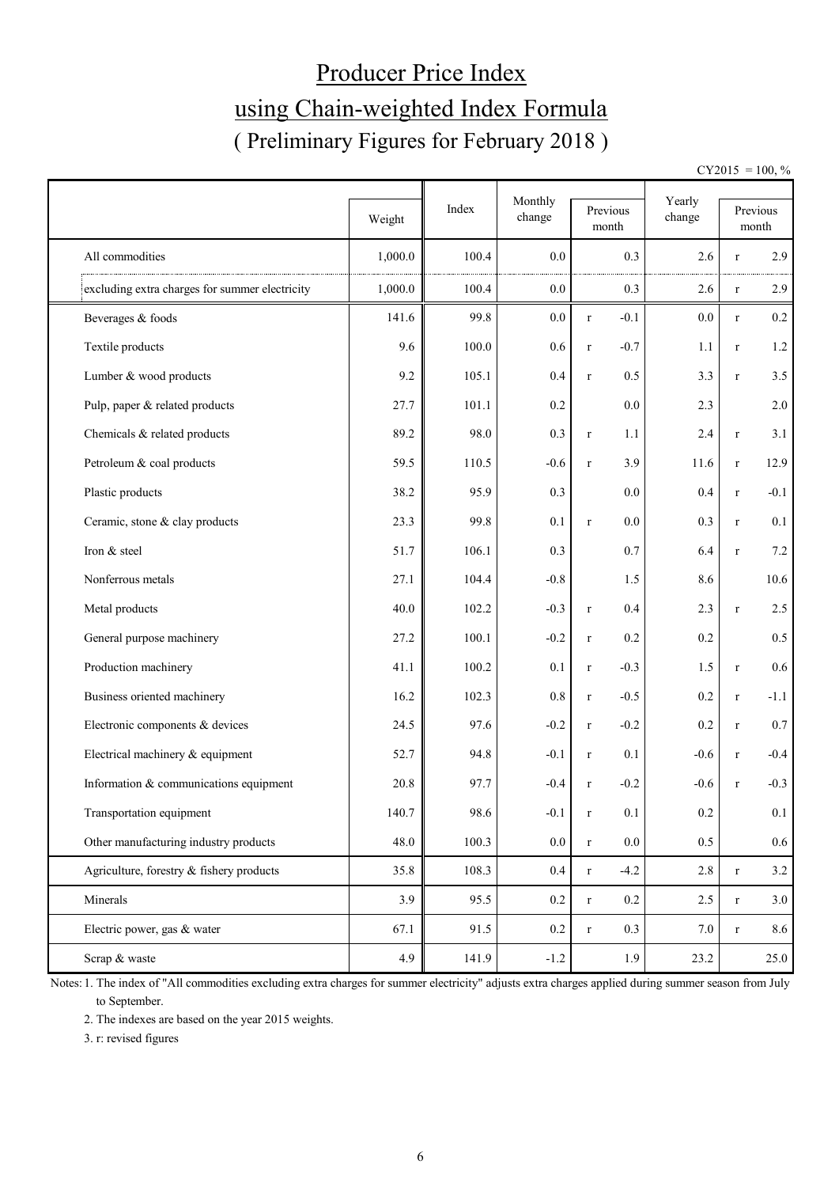# Producer Price Index

# using Chain-weighted Index Formula

## ( Preliminary Figures for February 2018 )

CY2015 = 100, %

| | Weight | Index | Monthly change | Previous month | | Yearly change | Previous month | |
|---|---|---|---|---|---|---|---|---|
| All commodities | 1,000.0 | 100.4 | 0.0 | | 0.3 | 2.6 | r | 2.9 |
| excluding extra charges for summer electricity | 1,000.0 | 100.4 | 0.0 | | 0.3 | 2.6 | r | 2.9 |
| Beverages & foods | 141.6 | 99.8 | 0.0 | r | -0.1 | 0.0 | r | 0.2 |
| Textile products | 9.6 | 100.0 | 0.6 | r | -0.7 | 1.1 | r | 1.2 |
| Lumber & wood products | 9.2 | 105.1 | 0.4 | r | 0.5 | 3.3 | r | 3.5 |
| Pulp, paper & related products | 27.7 | 101.1 | 0.2 | | 0.0 | 2.3 | | 2.0 |
| Chemicals & related products | 89.2 | 98.0 | 0.3 | r | 1.1 | 2.4 | r | 3.1 |
| Petroleum & coal products | 59.5 | 110.5 | -0.6 | r | 3.9 | 11.6 | r | 12.9 |
| Plastic products | 38.2 | 95.9 | 0.3 | | 0.0 | 0.4 | r | -0.1 |
| Ceramic, stone & clay products | 23.3 | 99.8 | 0.1 | r | 0.0 | 0.3 | r | 0.1 |
| Iron & steel | 51.7 | 106.1 | 0.3 | | 0.7 | 6.4 | r | 7.2 |
| Nonferrous metals | 27.1 | 104.4 | -0.8 | | 1.5 | 8.6 | | 10.6 |
| Metal products | 40.0 | 102.2 | -0.3 | r | 0.4 | 2.3 | r | 2.5 |
| General purpose machinery | 27.2 | 100.1 | -0.2 | r | 0.2 | 0.2 | | 0.5 |
| Production machinery | 41.1 | 100.2 | 0.1 | r | -0.3 | 1.5 | r | 0.6 |
| Business oriented machinery | 16.2 | 102.3 | 0.8 | r | -0.5 | 0.2 | r | -1.1 |
| Electronic components & devices | 24.5 | 97.6 | -0.2 | r | -0.2 | 0.2 | r | 0.7 |
| Electrical machinery & equipment | 52.7 | 94.8 | -0.1 | r | 0.1 | -0.6 | r | -0.4 |
| Information & communications equipment | 20.8 | 97.7 | -0.4 | r | -0.2 | -0.6 | r | -0.3 |
| Transportation equipment | 140.7 | 98.6 | -0.1 | r | 0.1 | 0.2 | | 0.1 |
| Other manufacturing industry products | 48.0 | 100.3 | 0.0 | r | 0.0 | 0.5 | | 0.6 |
| Agriculture, forestry & fishery products | 35.8 | 108.3 | 0.4 | r | -4.2 | 2.8 | r | 3.2 |
| Minerals | 3.9 | 95.5 | 0.2 | r | 0.2 | 2.5 | r | 3.0 |
| Electric power, gas & water | 67.1 | 91.5 | 0.2 | r | 0.3 | 7.0 | r | 8.6 |
| Scrap & waste | 4.9 | 141.9 | -1.2 | | 1.9 | 23.2 | | 25.0 |

Notes: 1. The index of "All commodities excluding extra charges for summer electricity" adjusts extra charges applied during summer season from July to September.

2. The indexes are based on the year 2015 weights.

3. r: revised figures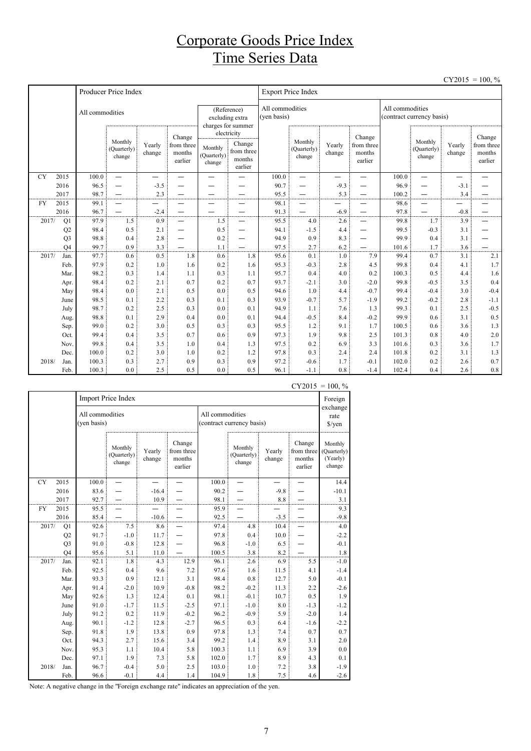# Corporate Goods Price Index
# Time Series Data

CY2015 = 100, %

| | | Producer Price Index | | | | | | Export Price Index | | | | | | | |
|---|---|---|---|---|---|---|---|---|---|---|---|---|---|---|---|
| | | All commodities | | | | (Reference) excluding extra charges for summer electricity | | All commodities (yen basis) | | | | All commodities (contract currency basis) | | | |
| | | | Monthly (Quarterly) change | Yearly change | Change from three months earlier | Monthly (Quarterly) change | Change from three months earlier | | Monthly (Quarterly) change | Yearly change | Change from three months earlier | | Monthly (Quarterly) change | Yearly change | Change from three months earlier |
| CY | 2015 | 100.0 | — | — | — | — | — | 100.0 | — | — | — | 100.0 | — | — | — |
| | 2016 | 96.5 | — | -3.5 | — | — | — | 90.7 | — | -9.3 | — | 96.9 | — | -3.1 | — |
| | 2017 | 98.7 | — | 2.3 | — | — | — | 95.5 | — | 5.3 | — | 100.2 | — | 3.4 | — |
| FY | 2015 | 99.1 | — | — | — | — | — | 98.1 | — | — | — | 98.6 | — | — | — |
| | 2016 | 96.7 | — | -2.4 | — | — | — | 91.3 | — | -6.9 | — | 97.8 | — | -0.8 | — |
| 2017/ | Q1 | 97.9 | 1.5 | 0.9 | — | 1.5 | — | 95.5 | 4.0 | 2.6 | — | 99.8 | 1.7 | 3.9 | — |
| | Q2 | 98.4 | 0.5 | 2.1 | — | 0.5 | — | 94.1 | -1.5 | 4.4 | — | 99.5 | -0.3 | 3.1 | — |
| | Q3 | 98.8 | 0.4 | 2.8 | — | 0.2 | — | 94.9 | 0.9 | 8.3 | — | 99.9 | 0.4 | 3.1 | — |
| | Q4 | 99.7 | 0.9 | 3.3 | — | 1.1 | — | 97.5 | 2.7 | 6.2 | — | 101.6 | 1.7 | 3.6 | — |
| 2017/ | Jan. | 97.7 | 0.6 | 0.5 | 1.8 | 0.6 | 1.8 | 95.6 | 0.1 | 1.0 | 7.9 | 99.4 | 0.7 | 3.1 | 2.1 |
| | Feb. | 97.9 | 0.2 | 1.0 | 1.6 | 0.2 | 1.6 | 95.3 | -0.3 | 2.8 | 4.5 | 99.8 | 0.4 | 4.1 | 1.7 |
| | Mar. | 98.2 | 0.3 | 1.4 | 1.1 | 0.3 | 1.1 | 95.7 | 0.4 | 4.0 | 0.2 | 100.3 | 0.5 | 4.4 | 1.6 |
| | Apr. | 98.4 | 0.2 | 2.1 | 0.7 | 0.2 | 0.7 | 93.7 | -2.1 | 3.0 | -2.0 | 99.8 | -0.5 | 3.5 | 0.4 |
| | May | 98.4 | 0.0 | 2.1 | 0.5 | 0.0 | 0.5 | 94.6 | 1.0 | 4.4 | -0.7 | 99.4 | -0.4 | 3.0 | -0.4 |
| | June | 98.5 | 0.1 | 2.2 | 0.3 | 0.1 | 0.3 | 93.9 | -0.7 | 5.7 | -1.9 | 99.2 | -0.2 | 2.8 | -1.1 |
| | July | 98.7 | 0.2 | 2.5 | 0.3 | 0.0 | 0.1 | 94.9 | 1.1 | 7.6 | 1.3 | 99.3 | 0.1 | 2.5 | -0.5 |
| | Aug. | 98.8 | 0.1 | 2.9 | 0.4 | 0.0 | 0.1 | 94.4 | -0.5 | 8.4 | -0.2 | 99.9 | 0.6 | 3.1 | 0.5 |
| | Sep. | 99.0 | 0.2 | 3.0 | 0.5 | 0.3 | 0.3 | 95.5 | 1.2 | 9.1 | 1.7 | 100.5 | 0.6 | 3.6 | 1.3 |
| | Oct. | 99.4 | 0.4 | 3.5 | 0.7 | 0.6 | 0.9 | 97.3 | 1.9 | 9.8 | 2.5 | 101.3 | 0.8 | 4.0 | 2.0 |
| | Nov. | 99.8 | 0.4 | 3.5 | 1.0 | 0.4 | 1.3 | 97.5 | 0.2 | 6.9 | 3.3 | 101.6 | 0.3 | 3.6 | 1.7 |
| | Dec. | 100.0 | 0.2 | 3.0 | 1.0 | 0.2 | 1.2 | 97.8 | 0.3 | 2.4 | 2.4 | 101.8 | 0.2 | 3.1 | 1.3 |
| 2018/ | Jan. | 100.3 | 0.3 | 2.7 | 0.9 | 0.3 | 0.9 | 97.2 | -0.6 | 1.7 | -0.1 | 102.0 | 0.2 | 2.6 | 0.7 |
| | Feb. | 100.3 | 0.0 | 2.5 | 0.5 | 0.0 | 0.5 | 96.1 | -1.1 | 0.8 | -1.4 | 102.4 | 0.4 | 2.6 | 0.8 |

CY2015 = 100, %

| | | Import Price Index | | | | | | | | Foreign exchange rate $/yen |
|---|---|---|---|---|---|---|---|---|---|---|
| | | All commodities (yen basis) | | | | All commodities (contract currency basis) | | | | |
| | | | Monthly (Quarterly) change | Yearly change | Change from three months earlier | | Monthly (Quarterly) change | Yearly change | Change from three months earlier | Monthly (Quarterly) (Yearly) change |
| CY | 2015 | 100.0 | — | — | — | 100.0 | — | — | — | 14.4 |
| | 2016 | 83.6 | — | -16.4 | — | 90.2 | — | -9.8 | — | -10.1 |
| | 2017 | 92.7 | — | 10.9 | — | 98.1 | — | 8.8 | — | 3.1 |
| FY | 2015 | 95.5 | — | — | — | 95.9 | — | — | — | 9.3 |
| | 2016 | 85.4 | — | -10.6 | — | 92.5 | — | -3.5 | — | -9.8 |
| 2017/ | Q1 | 92.6 | 7.5 | 8.6 | — | 97.4 | 4.8 | 10.4 | — | 4.0 |
| | Q2 | 91.7 | -1.0 | 11.7 | — | 97.8 | 0.4 | 10.0 | — | -2.2 |
| | Q3 | 91.0 | -0.8 | 12.8 | — | 96.8 | -1.0 | 6.5 | — | -0.1 |
| | Q4 | 95.6 | 5.1 | 11.0 | — | 100.5 | 3.8 | 8.2 | — | 1.8 |
| 2017/ | Jan. | 92.1 | 1.8 | 4.3 | 12.9 | 96.1 | 2.6 | 6.9 | 5.5 | -1.0 |
| | Feb. | 92.5 | 0.4 | 9.6 | 7.2 | 97.6 | 1.6 | 11.5 | 4.1 | -1.4 |
| | Mar. | 93.3 | 0.9 | 12.1 | 3.1 | 98.4 | 0.8 | 12.7 | 5.0 | -0.1 |
| | Apr. | 91.4 | -2.0 | 10.9 | -0.8 | 98.2 | -0.2 | 11.3 | 2.2 | -2.6 |
| | May | 92.6 | 1.3 | 12.4 | 0.1 | 98.1 | -0.1 | 10.7 | 0.5 | 1.9 |
| | June | 91.0 | -1.7 | 11.5 | -2.5 | 97.1 | -1.0 | 8.0 | -1.3 | -1.2 |
| | July | 91.2 | 0.2 | 11.9 | -0.2 | 96.2 | -0.9 | 5.9 | -2.0 | 1.4 |
| | Aug. | 90.1 | -1.2 | 12.8 | -2.7 | 96.5 | 0.3 | 6.4 | -1.6 | -2.2 |
| | Sep. | 91.8 | 1.9 | 13.8 | 0.9 | 97.8 | 1.3 | 7.4 | 0.7 | 0.7 |
| | Oct. | 94.3 | 2.7 | 15.6 | 3.4 | 99.2 | 1.4 | 8.9 | 3.1 | 2.0 |
| | Nov. | 95.3 | 1.1 | 10.4 | 5.8 | 100.3 | 1.1 | 6.9 | 3.9 | 0.0 |
| | Dec. | 97.1 | 1.9 | 7.3 | 5.8 | 102.0 | 1.7 | 8.9 | 4.3 | 0.1 |
| 2018/ | Jan. | 96.7 | -0.4 | 5.0 | 2.5 | 103.0 | 1.0 | 7.2 | 3.8 | -1.9 |
| | Feb. | 96.6 | -0.1 | 4.4 | 1.4 | 104.9 | 1.8 | 7.5 | 4.6 | -2.6 |

Note: A negative change in the "Foreign exchange rate" indicates an appreciation of the yen.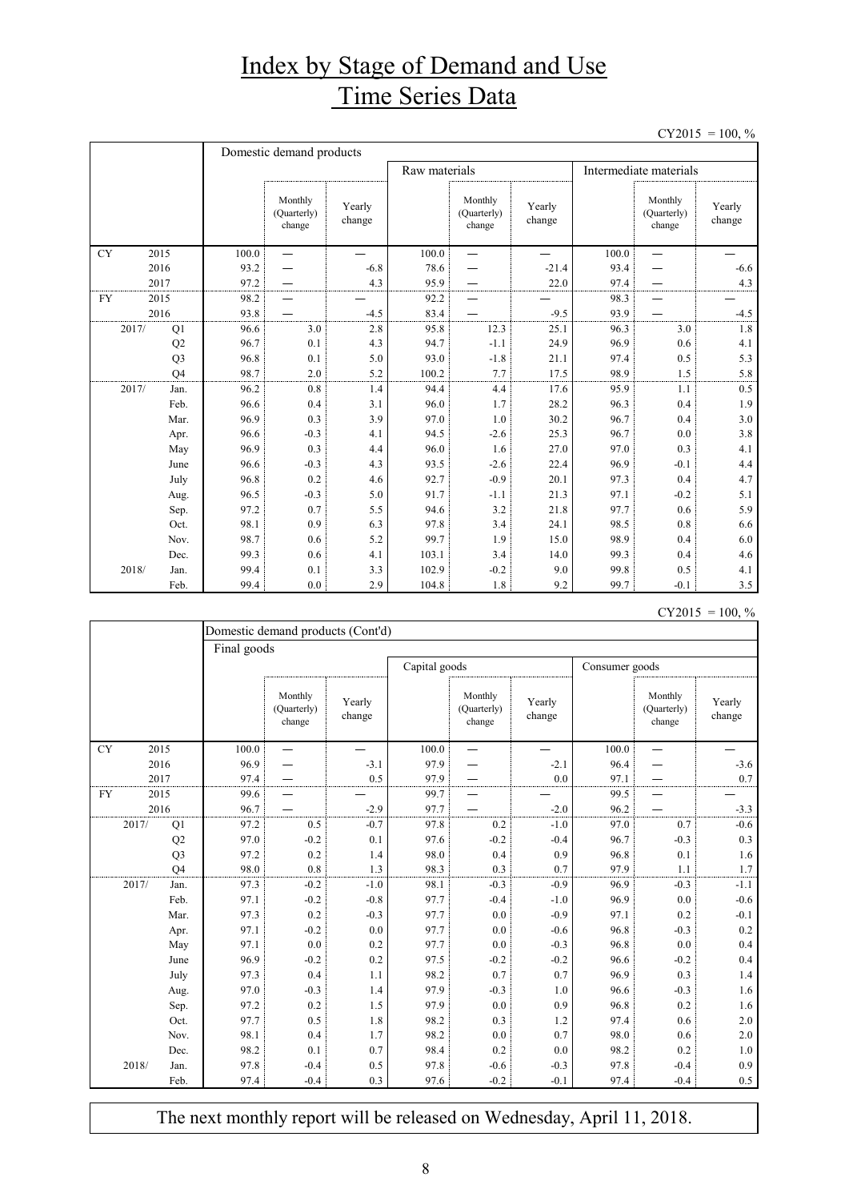# Index by Stage of Demand and Use Time Series Data

CY2015 = 100, %

| | | Domestic demand products | | | | | | | | |
|---|---|---|---|---|---|---|---|---|---|---|
| | | | | | Raw materials | | | Intermediate materials | | |
| | | | Monthly (Quarterly) change | Yearly change | | Monthly (Quarterly) change | Yearly change | | Monthly (Quarterly) change | Yearly change |
| CY | 2015 | 100.0 | ― | ― | 100.0 | ― | ― | 100.0 | ― | ― |
| | 2016 | 93.2 | ― | -6.8 | 78.6 | ― | -21.4 | 93.4 | ― | -6.6 |
| | 2017 | 97.2 | ― | 4.3 | 95.9 | ― | 22.0 | 97.4 | ― | 4.3 |
| FY | 2015 | 98.2 | ― | ― | 92.2 | ― | ― | 98.3 | ― | ― |
| | 2016 | 93.8 | ― | -4.5 | 83.4 | ― | -9.5 | 93.9 | ― | -4.5 |
| 2017/ | Q1 | 96.6 | 3.0 | 2.8 | 95.8 | 12.3 | 25.1 | 96.3 | 3.0 | 1.8 |
| | Q2 | 96.7 | 0.1 | 4.3 | 94.7 | -1.1 | 24.9 | 96.9 | 0.6 | 4.1 |
| | Q3 | 96.8 | 0.1 | 5.0 | 93.0 | -1.8 | 21.1 | 97.4 | 0.5 | 5.3 |
| | Q4 | 98.7 | 2.0 | 5.2 | 100.2 | 7.7 | 17.5 | 98.9 | 1.5 | 5.8 |
| 2017/ | Jan. | 96.2 | 0.8 | 1.4 | 94.4 | 4.4 | 17.6 | 95.9 | 1.1 | 0.5 |
| | Feb. | 96.6 | 0.4 | 3.1 | 96.0 | 1.7 | 28.2 | 96.3 | 0.4 | 1.9 |
| | Mar. | 96.9 | 0.3 | 3.9 | 97.0 | 1.0 | 30.2 | 96.7 | 0.4 | 3.0 |
| | Apr. | 96.6 | -0.3 | 4.1 | 94.5 | -2.6 | 25.3 | 96.7 | 0.0 | 3.8 |
| | May | 96.9 | 0.3 | 4.4 | 96.0 | 1.6 | 27.0 | 97.0 | 0.3 | 4.1 |
| | June | 96.6 | -0.3 | 4.3 | 93.5 | -2.6 | 22.4 | 96.9 | -0.1 | 4.4 |
| | July | 96.8 | 0.2 | 4.6 | 92.7 | -0.9 | 20.1 | 97.3 | 0.4 | 4.7 |
| | Aug. | 96.5 | -0.3 | 5.0 | 91.7 | -1.1 | 21.3 | 97.1 | -0.2 | 5.1 |
| | Sep. | 97.2 | 0.7 | 5.5 | 94.6 | 3.2 | 21.8 | 97.7 | 0.6 | 5.9 |
| | Oct. | 98.1 | 0.9 | 6.3 | 97.8 | 3.4 | 24.1 | 98.5 | 0.8 | 6.6 |
| | Nov. | 98.7 | 0.6 | 5.2 | 99.7 | 1.9 | 15.0 | 98.9 | 0.4 | 6.0 |
| | Dec. | 99.3 | 0.6 | 4.1 | 103.1 | 3.4 | 14.0 | 99.3 | 0.4 | 4.6 |
| 2018/ | Jan. | 99.4 | 0.1 | 3.3 | 102.9 | -0.2 | 9.0 | 99.8 | 0.5 | 4.1 |
| | Feb. | 99.4 | 0.0 | 2.9 | 104.8 | 1.8 | 9.2 | 99.7 | -0.1 | 3.5 |

CY2015 = 100, %

| | | Domestic demand products (Cont'd) | | | | | | | | |
|---|---|---|---|---|---|---|---|---|---|---|
| | | Final goods | | | | | | | | |
| | | | | | Capital goods | | | Consumer goods | | |
| | | | Monthly (Quarterly) change | Yearly change | | Monthly (Quarterly) change | Yearly change | | Monthly (Quarterly) change | Yearly change |
| CY | 2015 | 100.0 | ― | ― | 100.0 | ― | ― | 100.0 | ― | ― |
| | 2016 | 96.9 | ― | -3.1 | 97.9 | ― | -2.1 | 96.4 | ― | -3.6 |
| | 2017 | 97.4 | ― | 0.5 | 97.9 | ― | 0.0 | 97.1 | ― | 0.7 |
| FY | 2015 | 99.6 | ― | ― | 99.7 | ― | ― | 99.5 | ― | ― |
| | 2016 | 96.7 | ― | -2.9 | 97.7 | ― | -2.0 | 96.2 | ― | -3.3 |
| 2017/ | Q1 | 97.2 | 0.5 | -0.7 | 97.8 | 0.2 | -1.0 | 97.0 | 0.7 | -0.6 |
| | Q2 | 97.0 | -0.2 | 0.1 | 97.6 | -0.2 | -0.4 | 96.7 | -0.3 | 0.3 |
| | Q3 | 97.2 | 0.2 | 1.4 | 98.0 | 0.4 | 0.9 | 96.8 | 0.1 | 1.6 |
| | Q4 | 98.0 | 0.8 | 1.3 | 98.3 | 0.3 | 0.7 | 97.9 | 1.1 | 1.7 |
| 2017/ | Jan. | 97.3 | -0.2 | -1.0 | 98.1 | -0.3 | -0.9 | 96.9 | -0.3 | -1.1 |
| | Feb. | 97.1 | -0.2 | -0.8 | 97.7 | -0.4 | -1.0 | 96.9 | 0.0 | -0.6 |
| | Mar. | 97.3 | 0.2 | -0.3 | 97.7 | 0.0 | -0.9 | 97.1 | 0.2 | -0.1 |
| | Apr. | 97.1 | -0.2 | 0.0 | 97.7 | 0.0 | -0.6 | 96.8 | -0.3 | 0.2 |
| | May | 97.1 | 0.0 | 0.2 | 97.7 | 0.0 | -0.3 | 96.8 | 0.0 | 0.4 |
| | June | 96.9 | -0.2 | 0.2 | 97.5 | -0.2 | -0.2 | 96.6 | -0.2 | 0.4 |
| | July | 97.3 | 0.4 | 1.1 | 98.2 | 0.7 | 0.7 | 96.9 | 0.3 | 1.4 |
| | Aug. | 97.0 | -0.3 | 1.4 | 97.9 | -0.3 | 1.0 | 96.6 | -0.3 | 1.6 |
| | Sep. | 97.2 | 0.2 | 1.5 | 97.9 | 0.0 | 0.9 | 96.8 | 0.2 | 1.6 |
| | Oct. | 97.7 | 0.5 | 1.8 | 98.2 | 0.3 | 1.2 | 97.4 | 0.6 | 2.0 |
| | Nov. | 98.1 | 0.4 | 1.7 | 98.2 | 0.0 | 0.7 | 98.0 | 0.6 | 2.0 |
| | Dec. | 98.2 | 0.1 | 0.7 | 98.4 | 0.2 | 0.0 | 98.2 | 0.2 | 1.0 |
| 2018/ | Jan. | 97.8 | -0.4 | 0.5 | 97.8 | -0.6 | -0.3 | 97.8 | -0.4 | 0.9 |
| | Feb. | 97.4 | -0.4 | 0.3 | 97.6 | -0.2 | -0.1 | 97.4 | -0.4 | 0.5 |

The next monthly report will be released on Wednesday, April 11, 2018.